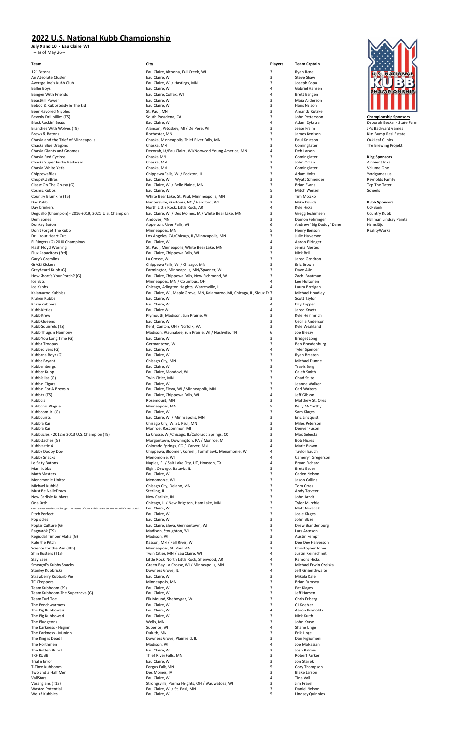# 2022 U.S. National Kubb Championship

**July 9 and 10 - Eau Claire, WI**

-- as of May 26 --

| Team | City | Players | Team Captain |
|---|---|---|---|
| 12" Batons | Eau Claire, Altoona, Fall Creek, WI | 3 | Ryan Rene |
| An Absolute Cluster | Eau Claire, WI | 3 | Steve Shaw |
| Average Joe's Kubb Club | Eau Claire, WI / Hastings, MN | 3 | Joseph Copa |
| Baller Boys | Eau Claire, WI | 4 | Gabriel Hansen |
| Bangen With Friends | Eau Claire, Colfax, WI | 4 | Brett Bangen |
| BeastHill Power | Eau Claire, WI | 3 | Maja Anderson |
| Bebop & Kubbsteady & The Kid | Eau Claire, WI | 3 | Hans Nelson |
| Beer Flavored Nipples | St. Paul, MN | 3 | Amanda Kutzke |
| Beverly Drillbillies (T5) | South Pasadena, CA | 3 | John Pettersson |
| Block Rockin' Beats | Eau Claire, WI | 4 | Adam Dykstra |
| Branches With Wolves (T9) | Alanson, Petoskey, MI / De Pere, WI | 3 | Jesse Fraim |
| Brews & Batons | Rochester, MN | 3 | James Kenison |
| Chaska and the Thief of Minneapolis | Chaska, Minneapolis, Thief River Falls, MN | 3 | Paul Knutson |
| Chaska Blue Dragons | Chaska, MN | 3 | Coming later |
| Chaska Giants and Gnomes | Decorah, IA/Eau Claire, WI/Norwood Young America, MN | 4 | Deb Larson |
| Chaska Red Cyclops | Chaska MN | 3 | Coming later |
| Chaska Super Funky Badasses | Chaska, MN | 3 | John Oman |
| Chaska White Yetis | Chaska, MN | 3 | Coming later |
| Chippewaffles | Chippewa Falls, WI / Rockton, IL | 3 | Adam Holtz |
| ChupaKUBBras | Eau Claire, WI | 3 | Wyatt Schneider |
| Classy On The Grassy (G) | Eau Claire, WI / Belle Plaine, MN | 3 | Brian Evans |
| Cosmic Kubbs | Eau Claire, WI | 5 | Mitch Wenzel |
| Country Blumkins (T5) | White Bear Lake, St. Paul, Minnneapolis, MN | 3 | Tim Motzko |
| Das Kubb | Huntersville, Gastonia, NC / Hardford, WI | 3 | Mike Davids |
| Day Drinkers | North Little Rock, Little Rock, AR | 4 | Kyle Hicks |
| Degüello (Champion) - 2016-2019, 2021 U.S. Champion | Eau Claire, WI / Des Moines, IA / White Bear Lake, MN | 3 | Gregg Jochimsen |
| Dem Bones | Andover, MN | 3 | Damon Fehringer |
| Donkey Baton | Appelton, River Falls, WI | 6 | Andrew "Big Daddy" Dane |
| Don't Forget The Kubb | Minneapolis, MN | 5 | Henry Benson |
| Drill Your Heart Out | Los Angeles, CA/Chicago, IL/Minneapolis, MN | 3 | Julie Halverson |
| El Ringers (G) 2010 Champions | Eau Claire, WI | 4 | Aaron Ellringer |
| Flash Floyd Warning | St. Paul, Minneapolis, White Bear Lake, MN | 3 | Jenna Mertes |
| Flux Capacitors (3rd) | Eau Claire, Chippewa Falls, WI | 3 | Nick Brill |
| Gary's Gremlins | La Crosse, WI | 3 | Jared Gendron |
| GrASS Kickers | Chippewa Falls, WI / Chisago, MN | 3 | Eric Brown |
| Greybeard Kubb (G) | Farmington, Minneapolis, MN/Spooner, WI | 3 | Dave Akin |
| How Short's Your Porch? (G) | Eau Claire, Chippewa Falls, New Richmond, WI | 3 | Zach Boatman |
| Ice Bats | Minneapolis, MN / Columbus, OH | 4 | Lee Hulkonen |
| Ice Kubbs | Chicago, Arlington Heights, Warrenville, IL | 4 | Laura Berrigan |
| Kalamazoo Kubbies | Eau Claire, WI, Maple Grove, MN, Kalamazoo, MI, Chicago, IL, Sioux Fa | 7 | Michael Hoadley |
| Kraken Kubbs | Eau Claire, WI | 3 | Scott Taylor |
| Krazy Kubbers | Eau Claire, WI | 4 | Izzy Topper |
| Kubb Kitties | Eau Claire WI | 4 | Jared Kmetz |
| Kubb Krew | Plymouth, Madison, Sun Prairie, WI | 3 | Kyle Hemmrich |
| Kubb Queens | Eau Claire, WI | 3 | Cecilia Anderson |
| Kubb Squirrels (T5) | Kent, Canton, OH / Norfolk, VA | 3 | Kyle Weakland |
| Kubb Thugs n Harmony | Madison, Waunakee, Sun Prairie, WI / Nashville, TN | 6 | Joe Bleezy |
| Kubb You Long Time (G) | Eau Claire, WI | 3 | Bridget Long |
| Kubba Troopas | Germantown, WI | 3 | Ben Brandenburg |
| Kubbadivers (G) | Eau Claire, WI | 4 | Tyler Spencer |
| Kubbana Boyz (G) | Eau Claire, WI | 3 | Ryan Braaten |
| Kubbe Bryant | Chisago City, MN | 3 | Michael Dunne |
| Kubbembergs | Eau Claire, WI | 3 | Travis Berg |
| Kubber Kupp | Eau Claire, Mondovi, WI | 3 | Caleb Smith |
| Kubbfellas (G) | Twin Cities, MN | 3 | Chad Stute |
| Kubbin Cigars | Eau Claire, WI | 3 | Jeanne Walker |
| Kubbin For A Brewsin | Eau Claire, Eleva, WI / Minneapolis, MN | 3 | Carl Walters |
| Kubbitz (T5) | Eau Claire, Chippewa Falls, WI | 4 | Jeff Gibson |
| Kubbois | Rosemount, MN | 3 | Matthew St. Ores |
| Kubbonic Plague | Minneapolis, MN | 5 | Kelly McCarthy |
| Kubboom Jr. (G) | Eau Claire, WI | 3 | Sam Klages |
| Kubbquists | Eau Claire, WI / Minneapolis, MN | 3 | Eric Lindquist |
| Kubbra Kai | Chisago City, W. St. Paul, MN | 3 | Miles Peterson |
| Kubbra Kai | Monroe, Roscommon, MI | 3 | Denver Fuson |
| Kubbsicles - 2012 & 2013 U.S. Champion (T9) | La Crosse, WI/Chicago, IL/Colorado Springs, CO | 3 | Max Sebesta |
| Kubbstaches (G) | Morgantown, Downington, PA / Monroe, MI | 3 | Bob Hickes |
| Kubbtastic 4 | Colorado Springs, CO / Carver, MN | 4 | Marit Brown |
| Kubby Dooby Doo | Chippewa, Bloomer, Cornell, Tomahawk, Menomonie, WI | 4 | Taylor Bauch |
| Kubby Snacks | Menomonie, WI | 4 | Cameryn Gregerson |
| Le Salty Batons | Naples, FL / Salt Lake City, UT, Houston, TX | 4 | Bryan Richard |
| Man Kubbs | Elgin, Oswego, Batavia, IL | 3 | Brett Bauer |
| Math Masters | Eau Claire, WI | 3 | Caden Nelson |
| Menomonie United | Menomonie, WI | 3 | Jason Collins |
| Michael Kubblé | Chisago City, Delano, MN | 3 | Tom Cross |
| Must Be NaileDown | Sterling, IL | 3 | Andy Terveer |
| New Carlisle Kubbers | New Carlisle, IN | 3 | John Arndt |
| Ona Orth | Chicago, IL / New Brighton, Ham Lake, MN | 3 | Tyler Murchie |
| Our Lawyer Made Us Change The Name Of Our Kubb Team So We Wouldn't Get Sued | Eau Claire, WI | 3 | Matt Novacek |
| Pitch Perfect | Eau Claire, WI | 3 | Josie Klages |
| Pop sicles | Eau Claire, WI | 3 | John Blazel |
| Poplar Culture (G) | Eau Claire, Eleva, Germantown, WI | 3 | Drew Brandenburg |
| Ragnarök (T9) | Madison, Stoughton, WI | 3 | Lars Arenson |
| Regicidal Timber Mafia (G) | Madison, WI | 3 | Austin Kempf |
| Rule the Pitch | Kasson, MN / Fall River, WI | 3 | Dee Dee Halverson |
| Science for the Win (4th) | Minneapolis, St. Paul MN | 3 | Christopher Jones |
| Shin Busters (T13) | Twin Cities, MN / Eau Claire, WI | 4 | Justin Kleinschmit |
| Slay Baes | Little Rock, North Little Rock, Sherwood, AR | 4 | Ramona Hicks |
| Smeagol's Kubby Snacks | Green Bay, La Crosse, WI / Minneapolis, MN | 3 | Michael Erwin Czeiska |
| Stanley Kübbricks | Downers Grove, IL | 4 | Jeff Grisenthwaite |
| Strawberry Kubbarb Pie | Eau Claire, WI | 3 | Mikala Dale |
| TC Choppers | Minneapolis, MN | 3 | Brian Ramsey |
| Team Kubboom (T9) | Eau Claire, WI | 3 | Pat Klages |
| Team Kubboom- The Supernova (G) | Eau Claire, WI | 3 | Jeff Hansen |
| Team Turf Toe | Elk Mound, Sheboygan, WI | 3 | Chris Friberg |
| The Benchwarmers | Eau Claire, WI | 3 | CJ Koehler |
| The Big Kubbowski | Eau Claire, WI | 4 | Aaron Reynolds |
| The Big Kubbowski | Eau Claire, WI | 3 | Nick Kurth |
| The Bludgeons | Wells, MN | 3 | John Kruse |
| The Darkness - Huginn | Superior, WI | 4 | Shane Linge |
| The Darkness - Muninn | Duluth, MN | 3 | Erik Linge |
| The King is Dead! | Downers Grove, Plainfield, IL | 3 | Dan Figliomeni |
| The Northmen | Madison, WI | 4 | Joe Malkasian |
| The Rotten Bunch | Eau Claire, WI | 3 | Josh Patrow |
| TRF KUBB | Thief River Falls, MN | 3 | Robert Parker |
| Trial n Error | Eau Claire, WI | 3 | Jon Stanek |
| T-Time Kubboom | Fergus Falls,MN | 5 | Cory Thompson |
| Two and a Half Men | Des Moines, IA | 3 | Blake Larson |
| VallStars | Eau Claire, WI | 4 | Tina Vall |
| Varangians (T13) | Strongsville, Parma Heights, OH / Wauwatosa, WI | 3 | Jim Fravel |
| Wasted Potential | Eau Claire, WI / St. Paul, MN | 3 | Daniel Nelson |
| We <3 Kubbies | Eau Claire, WI | 5 | Lindsey Quinnies |

**Championship Sponsors**

Deborah Becker - State Farm
JP's Backyard Games
Kim Bump Real Estate
OakLeaf Clinics
The Brewing Projekt

**King Sponsors**

Ambient Inks
Volume One
Yardgames.us
Reynolds Family
Top The Tater
Scheels

**Kubb Sponsors**

CCFBank
Country Kubb
Hallman Lindsay Paints
Hemslöjd
RealityWorks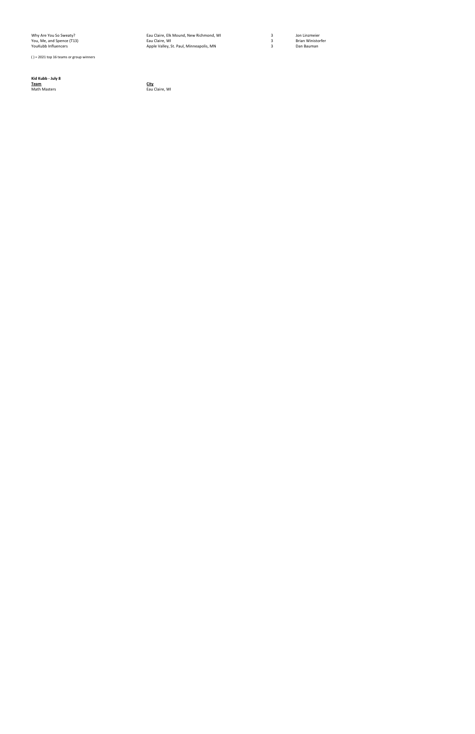| | | | |
|---|---|---|---|
| Why Are You So Sweaty? | Eau Claire, Elk Mound, New Richmond, WI | 3 | Jon Linzmeier |
| You, Me, and Spence (T13) | Eau Claire, WI | 3 | Brian Winistorfer |
| YouKubb Influencers | Apple Valley, St. Paul, Minneapolis, MN | 3 | Dan Bauman |

( ) = 2021 top 16 teams or group winners

**Kid Kubb - July 8**

| Team | City |
|---|---|
| Math Masters | Eau Claire, WI |